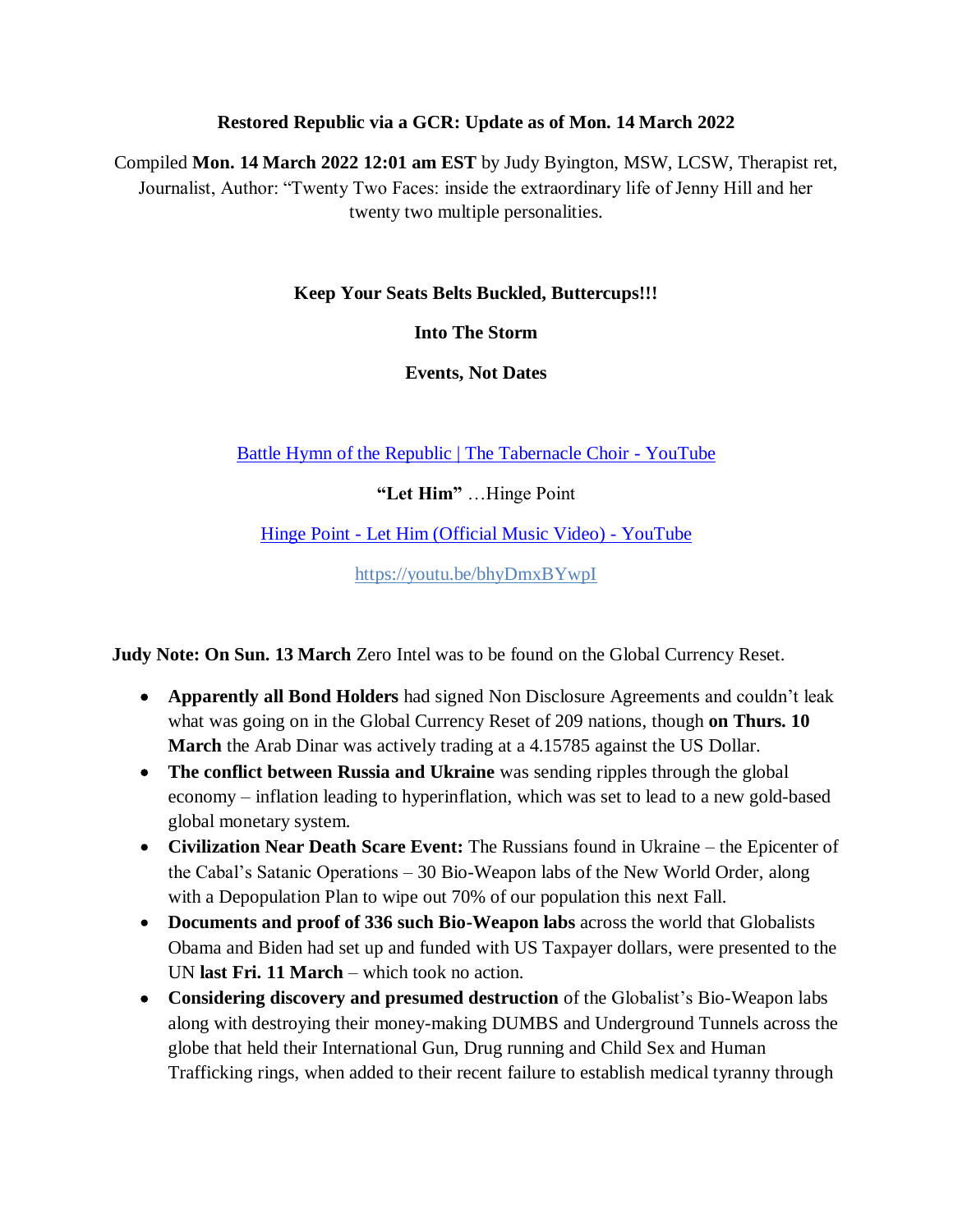**Restored Republic via a GCR: Update as of Mon. 14 March 2022**

Compiled **Mon. 14 March 2022 12:01 am EST** by Judy Byington, MSW, LCSW, Therapist ret, Journalist, Author: "Twenty Two Faces: inside the extraordinary life of Jenny Hill and her twenty two multiple personalities.

**Keep Your Seats Belts Buckled, Buttercups!!!**

**Into The Storm**

**Events, Not Dates**

[Battle Hymn of the Republic | The Tabernacle Choir - YouTube]

**"Let Him"** …Hinge Point

[Hinge Point - Let Him (Official Music Video) - YouTube]

https://youtu.be/bhyDmxBYwpI

**Judy Note: On Sun. 13 March** Zero Intel was to be found on the Global Currency Reset.

- **Apparently all Bond Holders** had signed Non Disclosure Agreements and couldn't leak what was going on in the Global Currency Reset of 209 nations, though **on Thurs. 10 March** the Arab Dinar was actively trading at a 4.15785 against the US Dollar.
- **The conflict between Russia and Ukraine** was sending ripples through the global economy – inflation leading to hyperinflation, which was set to lead to a new gold-based global monetary system.
- **Civilization Near Death Scare Event:** The Russians found in Ukraine – the Epicenter of the Cabal's Satanic Operations – 30 Bio-Weapon labs of the New World Order, along with a Depopulation Plan to wipe out 70% of our population this next Fall.
- **Documents and proof of 336 such Bio-Weapon labs** across the world that Globalists Obama and Biden had set up and funded with US Taxpayer dollars, were presented to the UN **last Fri. 11 March** – which took no action.
- **Considering discovery and presumed destruction** of the Globalist's Bio-Weapon labs along with destroying their money-making DUMBS and Underground Tunnels across the globe that held their International Gun, Drug running and Child Sex and Human Trafficking rings, when added to their recent failure to establish medical tyranny through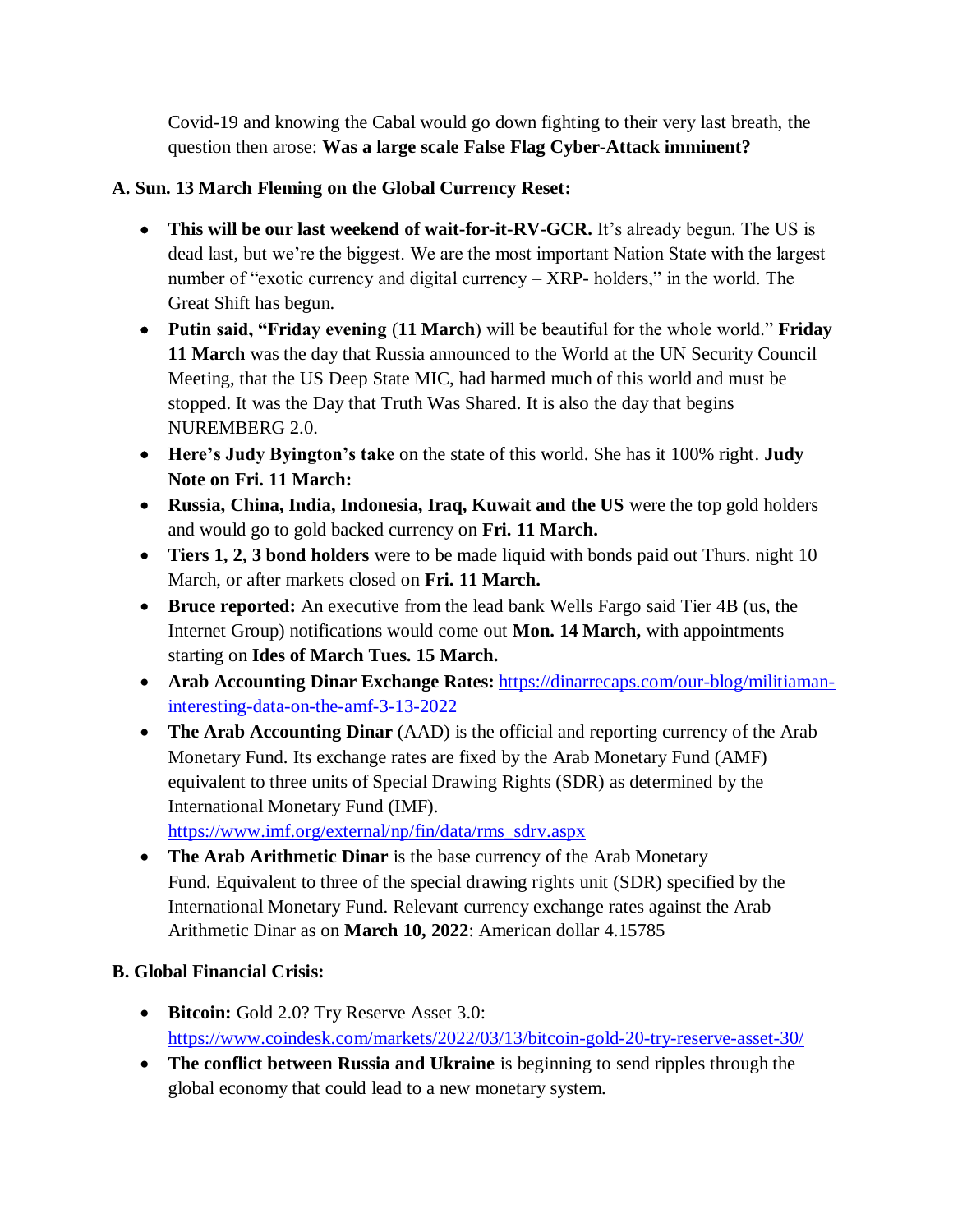Covid-19 and knowing the Cabal would go down fighting to their very last breath, the question then arose: **Was a large scale False Flag Cyber-Attack imminent?**

**A. Sun. 13 March Fleming on the Global Currency Reset:**

- **This will be our last weekend of wait-for-it-RV-GCR.** It's already begun. The US is dead last, but we're the biggest. We are the most important Nation State with the largest number of "exotic currency and digital currency – XRP- holders," in the world. The Great Shift has begun.
- **Putin said, "Friday evening** (**11 March**) will be beautiful for the whole world." **Friday 11 March** was the day that Russia announced to the World at the UN Security Council Meeting, that the US Deep State MIC, had harmed much of this world and must be stopped. It was the Day that Truth Was Shared. It is also the day that begins NUREMBERG 2.0.
- **Here's Judy Byington's take** on the state of this world. She has it 100% right. **Judy Note on Fri. 11 March:**
- **Russia, China, India, Indonesia, Iraq, Kuwait and the US** were the top gold holders and would go to gold backed currency on **Fri. 11 March.**
- **Tiers 1, 2, 3 bond holders** were to be made liquid with bonds paid out Thurs. night 10 March, or after markets closed on **Fri. 11 March.**
- **Bruce reported:** An executive from the lead bank Wells Fargo said Tier 4B (us, the Internet Group) notifications would come out **Mon. 14 March,** with appointments starting on **Ides of March Tues. 15 March.**
- **Arab Accounting Dinar Exchange Rates:** [https://dinarrecaps.com/our-blog/militiaman-interesting-data-on-the-amf-3-13-2022](https://dinarrecaps.com/our-blog/militiaman-interesting-data-on-the-amf-3-13-2022)
- **The Arab Accounting Dinar** (AAD) is the official and reporting currency of the Arab Monetary Fund. Its exchange rates are fixed by the Arab Monetary Fund (AMF) equivalent to three units of Special Drawing Rights (SDR) as determined by the International Monetary Fund (IMF). [https://www.imf.org/external/np/fin/data/rms_sdrv.aspx](https://www.imf.org/external/np/fin/data/rms_sdrv.aspx)
- **The Arab Arithmetic Dinar** is the base currency of the Arab Monetary Fund. Equivalent to three of the special drawing rights unit (SDR) specified by the International Monetary Fund. Relevant currency exchange rates against the Arab Arithmetic Dinar as on **March 10, 2022**: American dollar 4.15785

**B. Global Financial Crisis:**

- **Bitcoin:** Gold 2.0? Try Reserve Asset 3.0: [https://www.coindesk.com/markets/2022/03/13/bitcoin-gold-20-try-reserve-asset-30/](https://www.coindesk.com/markets/2022/03/13/bitcoin-gold-20-try-reserve-asset-30/)
- **The conflict between Russia and Ukraine** is beginning to send ripples through the global economy that could lead to a new monetary system.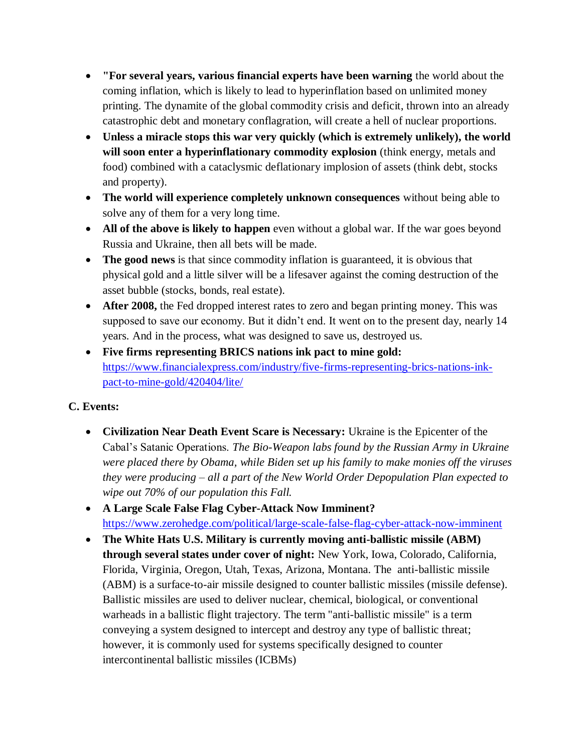- **"For several years, various financial experts have been warning** the world about the coming inflation, which is likely to lead to hyperinflation based on unlimited money printing. The dynamite of the global commodity crisis and deficit, thrown into an already catastrophic debt and monetary conflagration, will create a hell of nuclear proportions.
- **Unless a miracle stops this war very quickly (which is extremely unlikely), the world will soon enter a hyperinflationary commodity explosion** (think energy, metals and food) combined with a cataclysmic deflationary implosion of assets (think debt, stocks and property).
- **The world will experience completely unknown consequences** without being able to solve any of them for a very long time.
- **All of the above is likely to happen** even without a global war. If the war goes beyond Russia and Ukraine, then all bets will be made.
- **The good news** is that since commodity inflation is guaranteed, it is obvious that physical gold and a little silver will be a lifesaver against the coming destruction of the asset bubble (stocks, bonds, real estate).
- **After 2008,** the Fed dropped interest rates to zero and began printing money. This was supposed to save our economy. But it didn't end. It went on to the present day, nearly 14 years. And in the process, what was designed to save us, destroyed us.
- **Five firms representing BRICS nations ink pact to mine gold:** https://www.financialexpress.com/industry/five-firms-representing-brics-nations-ink-pact-to-mine-gold/420404/lite/

**C. Events:**

- **Civilization Near Death Event Scare is Necessary:** Ukraine is the Epicenter of the Cabal's Satanic Operations. *The Bio-Weapon labs found by the Russian Army in Ukraine were placed there by Obama, while Biden set up his family to make monies off the viruses they were producing – all a part of the New World Order Depopulation Plan expected to wipe out 70% of our population this Fall.*
- **A Large Scale False Flag Cyber-Attack Now Imminent?** https://www.zerohedge.com/political/large-scale-false-flag-cyber-attack-now-imminent
- **The White Hats U.S. Military is currently moving anti-ballistic missile (ABM) through several states under cover of night:** New York, Iowa, Colorado, California, Florida, Virginia, Oregon, Utah, Texas, Arizona, Montana. The anti-ballistic missile (ABM) is a surface-to-air missile designed to counter ballistic missiles (missile defense). Ballistic missiles are used to deliver nuclear, chemical, biological, or conventional warheads in a ballistic flight trajectory. The term "anti-ballistic missile" is a term conveying a system designed to intercept and destroy any type of ballistic threat; however, it is commonly used for systems specifically designed to counter intercontinental ballistic missiles (ICBMs)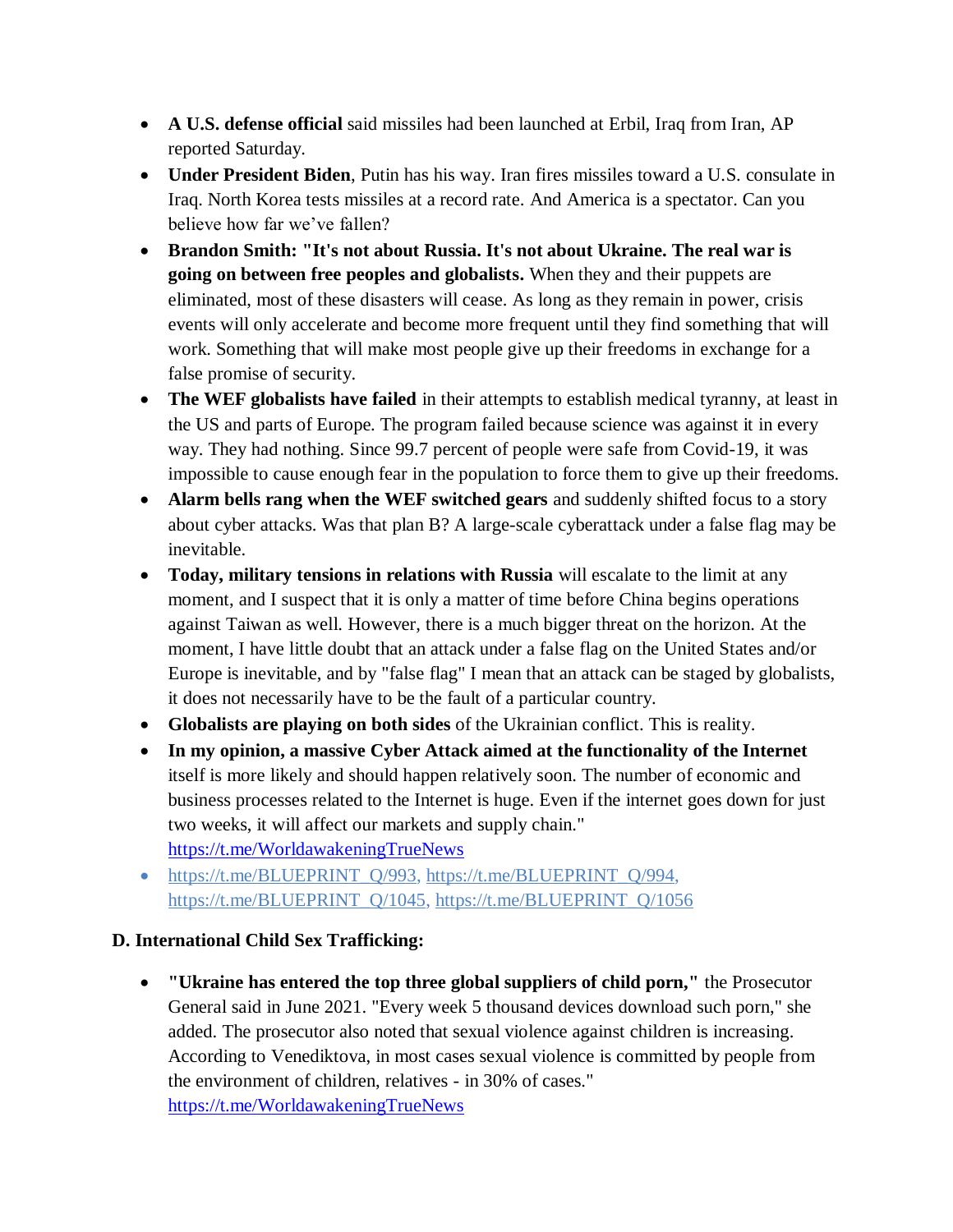- **A U.S. defense official** said missiles had been launched at Erbil, Iraq from Iran, AP reported Saturday.
- **Under President Biden**, Putin has his way. Iran fires missiles toward a U.S. consulate in Iraq. North Korea tests missiles at a record rate. And America is a spectator. Can you believe how far we've fallen?
- **Brandon Smith: "It's not about Russia. It's not about Ukraine. The real war is going on between free peoples and globalists.** When they and their puppets are eliminated, most of these disasters will cease. As long as they remain in power, crisis events will only accelerate and become more frequent until they find something that will work. Something that will make most people give up their freedoms in exchange for a false promise of security.
- **The WEF globalists have failed** in their attempts to establish medical tyranny, at least in the US and parts of Europe. The program failed because science was against it in every way. They had nothing. Since 99.7 percent of people were safe from Covid-19, it was impossible to cause enough fear in the population to force them to give up their freedoms.
- **Alarm bells rang when the WEF switched gears** and suddenly shifted focus to a story about cyber attacks. Was that plan B? A large-scale cyberattack under a false flag may be inevitable.
- **Today, military tensions in relations with Russia** will escalate to the limit at any moment, and I suspect that it is only a matter of time before China begins operations against Taiwan as well. However, there is a much bigger threat on the horizon. At the moment, I have little doubt that an attack under a false flag on the United States and/or Europe is inevitable, and by "false flag" I mean that an attack can be staged by globalists, it does not necessarily have to be the fault of a particular country.
- **Globalists are playing on both sides** of the Ukrainian conflict. This is reality.
- **In my opinion, a massive Cyber Attack aimed at the functionality of the Internet** itself is more likely and should happen relatively soon. The number of economic and business processes related to the Internet is huge. Even if the internet goes down for just two weeks, it will affect our markets and supply chain." https://t.me/WorldawakeningTrueNews
- https://t.me/BLUEPRINT_Q/993, https://t.me/BLUEPRINT_Q/994, https://t.me/BLUEPRINT_Q/1045, https://t.me/BLUEPRINT_Q/1056

**D. International Child Sex Trafficking:**

- **"Ukraine has entered the top three global suppliers of child porn,"** the Prosecutor General said in June 2021. "Every week 5 thousand devices download such porn," she added. The prosecutor also noted that sexual violence against children is increasing. According to Venediktova, in most cases sexual violence is committed by people from the environment of children, relatives - in 30% of cases." https://t.me/WorldawakeningTrueNews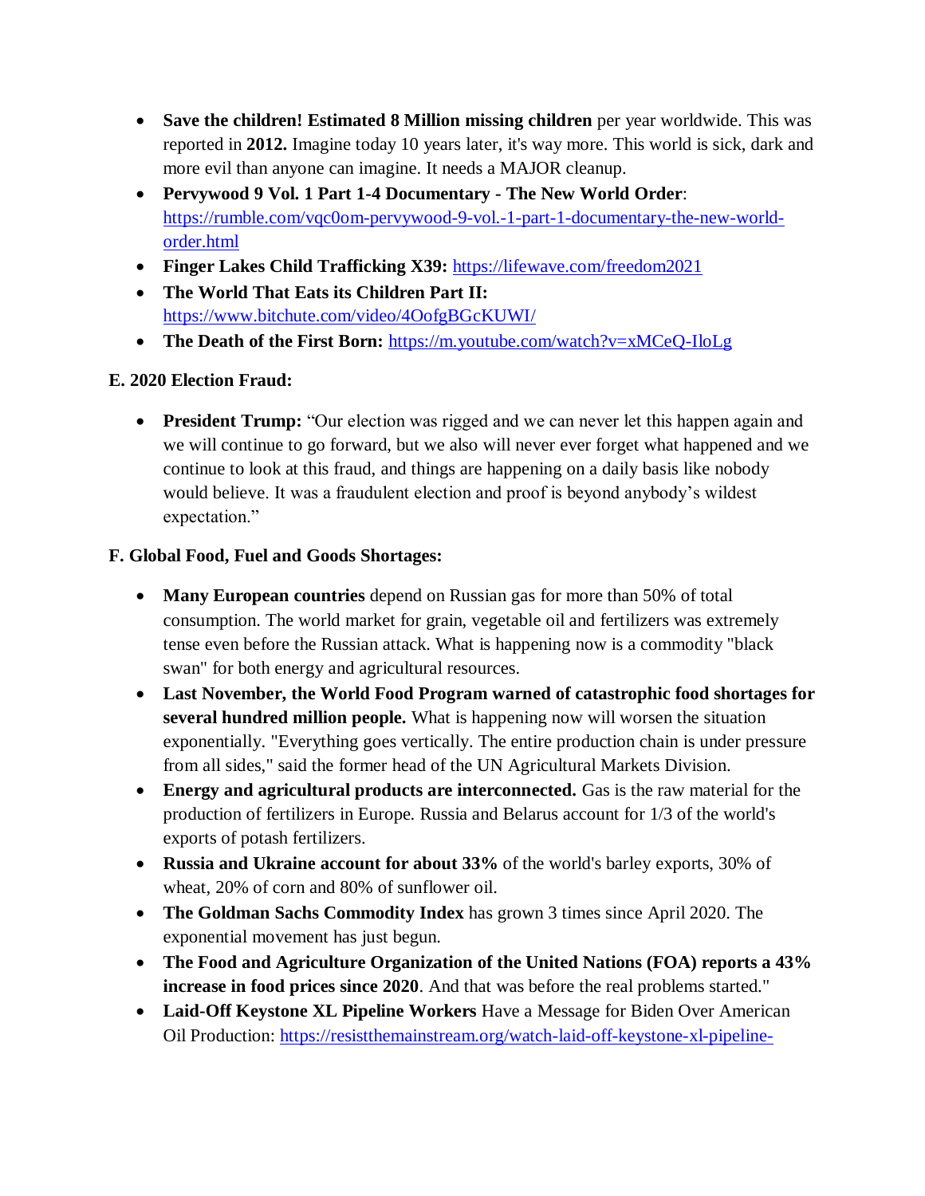- **Save the children! Estimated 8 Million missing children** per year worldwide. This was reported in **2012.** Imagine today 10 years later, it's way more. This world is sick, dark and more evil than anyone can imagine. It needs a MAJOR cleanup.
- **Pervywood 9 Vol. 1 Part 1-4 Documentary - The New World Order**: https://rumble.com/vqc0om-pervywood-9-vol.-1-part-1-documentary-the-new-world-order.html
- **Finger Lakes Child Trafficking X39:** https://lifewave.com/freedom2021
- **The World That Eats its Children Part II:** https://www.bitchute.com/video/4OofgBGcKUWI/
- **The Death of the First Born:** https://m.youtube.com/watch?v=xMCeQ-IloLg

**E. 2020 Election Fraud:**

- **President Trump:** "Our election was rigged and we can never let this happen again and we will continue to go forward, but we also will never ever forget what happened and we continue to look at this fraud, and things are happening on a daily basis like nobody would believe. It was a fraudulent election and proof is beyond anybody's wildest expectation."

**F. Global Food, Fuel and Goods Shortages:**

- **Many European countries** depend on Russian gas for more than 50% of total consumption. The world market for grain, vegetable oil and fertilizers was extremely tense even before the Russian attack. What is happening now is a commodity "black swan" for both energy and agricultural resources.
- **Last November, the World Food Program warned of catastrophic food shortages for several hundred million people.** What is happening now will worsen the situation exponentially. "Everything goes vertically. The entire production chain is under pressure from all sides," said the former head of the UN Agricultural Markets Division.
- **Energy and agricultural products are interconnected.** Gas is the raw material for the production of fertilizers in Europe. Russia and Belarus account for 1/3 of the world's exports of potash fertilizers.
- **Russia and Ukraine account for about 33%** of the world's barley exports, 30% of wheat, 20% of corn and 80% of sunflower oil.
- **The Goldman Sachs Commodity Index** has grown 3 times since April 2020. The exponential movement has just begun.
- **The Food and Agriculture Organization of the United Nations (FOA) reports a 43% increase in food prices since 2020**. And that was before the real problems started."
- **Laid-Off Keystone XL Pipeline Workers** Have a Message for Biden Over American Oil Production: https://resistthemainstream.org/watch-laid-off-keystone-xl-pipeline-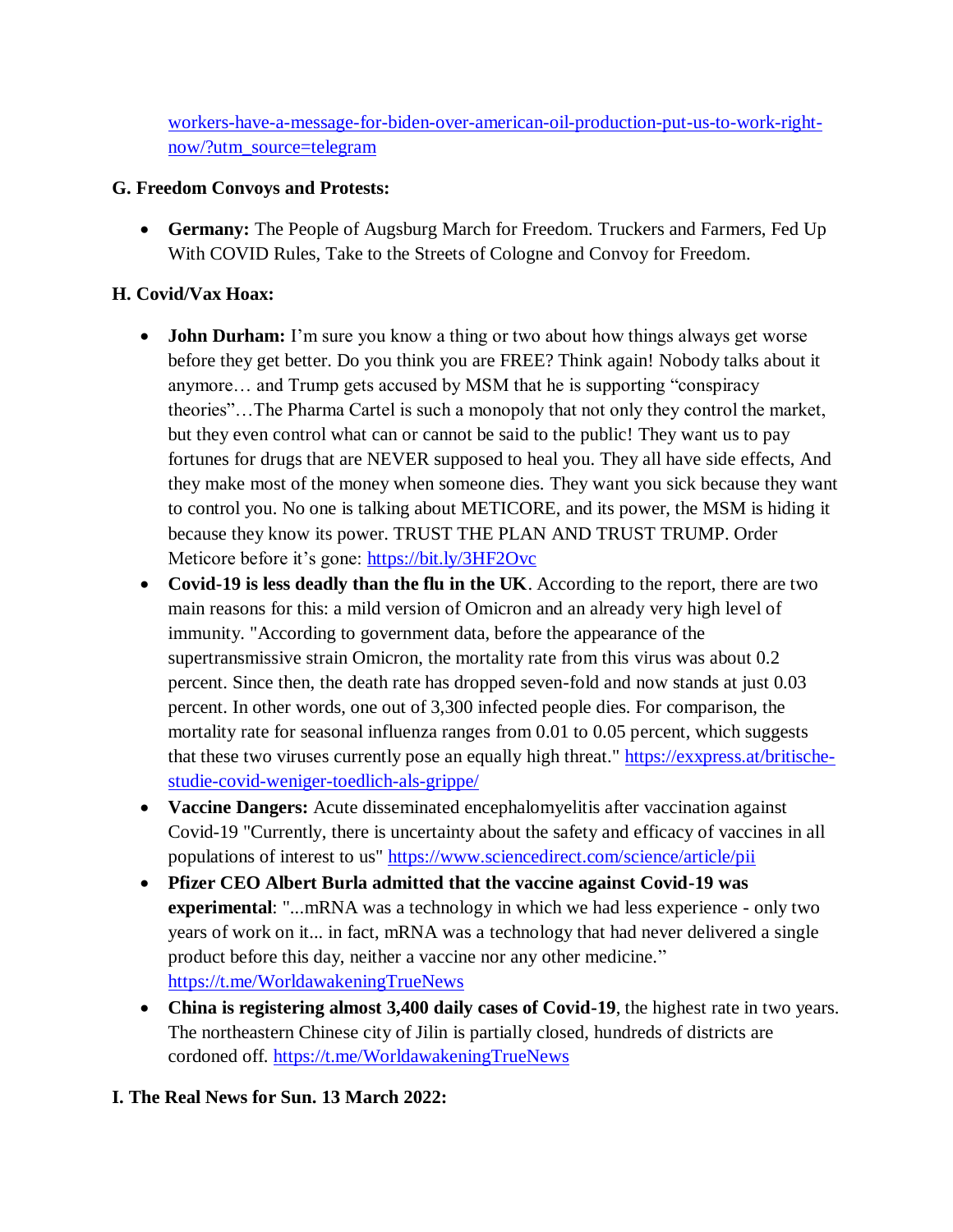[workers-have-a-message-for-biden-over-american-oil-production-put-us-to-work-right-now/?utm_source=telegram](workers-have-a-message-for-biden-over-american-oil-production-put-us-to-work-right-now/?utm_source=telegram)

**G. Freedom Convoys and Protests:**

- **Germany:** The People of Augsburg March for Freedom. Truckers and Farmers, Fed Up With COVID Rules, Take to the Streets of Cologne and Convoy for Freedom.

**H. Covid/Vax Hoax:**

- **John Durham:** I'm sure you know a thing or two about how things always get worse before they get better. Do you think you are FREE? Think again! Nobody talks about it anymore… and Trump gets accused by MSM that he is supporting "conspiracy theories"…The Pharma Cartel is such a monopoly that not only they control the market, but they even control what can or cannot be said to the public! They want us to pay fortunes for drugs that are NEVER supposed to heal you. They all have side effects, And they make most of the money when someone dies. They want you sick because they want to control you. No one is talking about METICORE, and its power, the MSM is hiding it because they know its power. TRUST THE PLAN AND TRUST TRUMP. Order Meticore before it's gone: [https://bit.ly/3HF2Ovc](https://bit.ly/3HF2Ovc)
- **Covid-19 is less deadly than the flu in the UK**. According to the report, there are two main reasons for this: a mild version of Omicron and an already very high level of immunity. "According to government data, before the appearance of the supertransmissive strain Omicron, the mortality rate from this virus was about 0.2 percent. Since then, the death rate has dropped seven-fold and now stands at just 0.03 percent. In other words, one out of 3,300 infected people dies. For comparison, the mortality rate for seasonal influenza ranges from 0.01 to 0.05 percent, which suggests that these two viruses currently pose an equally high threat." [https://exxpress.at/britische-studie-covid-weniger-toedlich-als-grippe/](https://exxpress.at/britische-studie-covid-weniger-toedlich-als-grippe/)
- **Vaccine Dangers:** Acute disseminated encephalomyelitis after vaccination against Covid-19 "Currently, there is uncertainty about the safety and efficacy of vaccines in all populations of interest to us" [https://www.sciencedirect.com/science/article/pii](https://www.sciencedirect.com/science/article/pii)
- **Pfizer CEO Albert Burla admitted that the vaccine against Covid-19 was experimental**: "...mRNA was a technology in which we had less experience - only two years of work on it... in fact, mRNA was a technology that had never delivered a single product before this day, neither a vaccine nor any other medicine." [https://t.me/WorldawakeningTrueNews](https://t.me/WorldawakeningTrueNews)
- **China is registering almost 3,400 daily cases of Covid-19**, the highest rate in two years. The northeastern Chinese city of Jilin is partially closed, hundreds of districts are cordoned off. [https://t.me/WorldawakeningTrueNews](https://t.me/WorldawakeningTrueNews)

**I. The Real News for Sun. 13 March 2022:**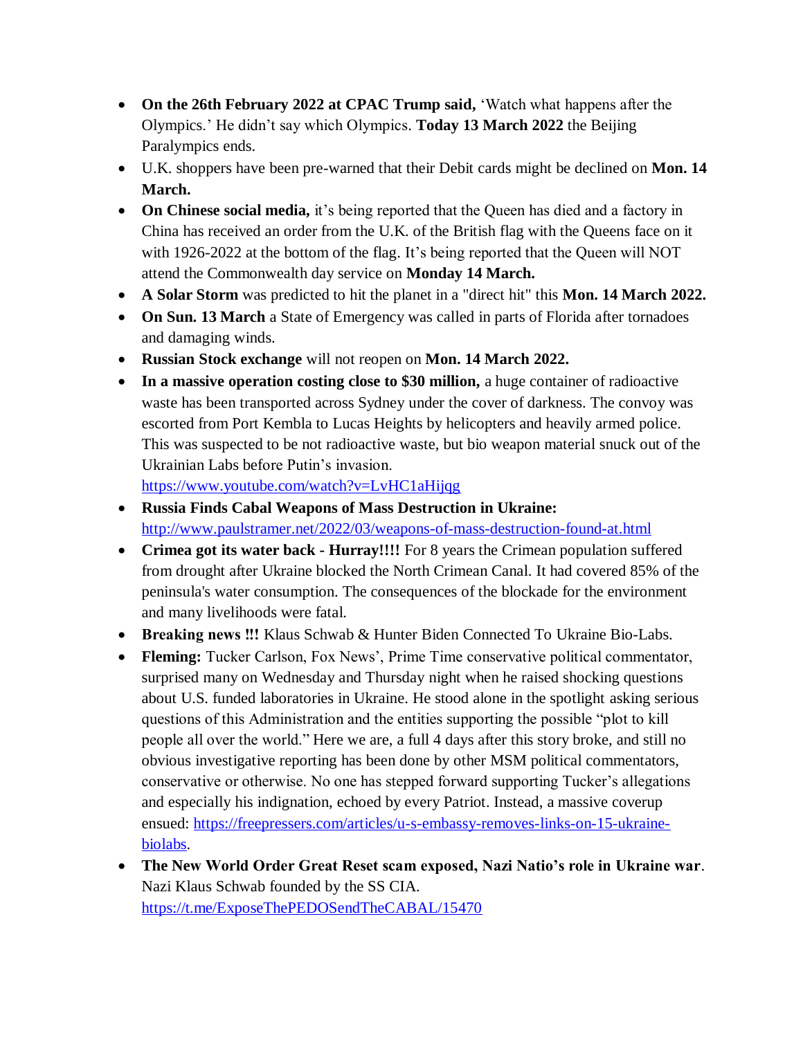- **On the 26th February 2022 at CPAC Trump said,** 'Watch what happens after the Olympics.' He didn't say which Olympics. **Today 13 March 2022** the Beijing Paralympics ends.
- U.K. shoppers have been pre-warned that their Debit cards might be declined on **Mon. 14 March.**
- **On Chinese social media,** it's being reported that the Queen has died and a factory in China has received an order from the U.K. of the British flag with the Queens face on it with 1926-2022 at the bottom of the flag. It's being reported that the Queen will NOT attend the Commonwealth day service on **Monday 14 March.**
- **A Solar Storm** was predicted to hit the planet in a "direct hit" this **Mon. 14 March 2022.**
- **On Sun. 13 March** a State of Emergency was called in parts of Florida after tornadoes and damaging winds.
- **Russian Stock exchange** will not reopen on **Mon. 14 March 2022.**
- **In a massive operation costing close to $30 million,** a huge container of radioactive waste has been transported across Sydney under the cover of darkness. The convoy was escorted from Port Kembla to Lucas Heights by helicopters and heavily armed police. This was suspected to be not radioactive waste, but bio weapon material snuck out of the Ukrainian Labs before Putin's invasion. https://www.youtube.com/watch?v=LvHC1aHijqg
- **Russia Finds Cabal Weapons of Mass Destruction in Ukraine:** http://www.paulstramer.net/2022/03/weapons-of-mass-destruction-found-at.html
- **Crimea got its water back - Hurray!!!!** For 8 years the Crimean population suffered from drought after Ukraine blocked the North Crimean Canal. It had covered 85% of the peninsula's water consumption. The consequences of the blockade for the environment and many livelihoods were fatal.
- **Breaking news !!!** Klaus Schwab & Hunter Biden Connected To Ukraine Bio-Labs.
- **Fleming:** Tucker Carlson, Fox News', Prime Time conservative political commentator, surprised many on Wednesday and Thursday night when he raised shocking questions about U.S. funded laboratories in Ukraine. He stood alone in the spotlight asking serious questions of this Administration and the entities supporting the possible "plot to kill people all over the world." Here we are, a full 4 days after this story broke, and still no obvious investigative reporting has been done by other MSM political commentators, conservative or otherwise. No one has stepped forward supporting Tucker's allegations and especially his indignation, echoed by every Patriot. Instead, a massive coverup ensued: https://freepressers.com/articles/u-s-embassy-removes-links-on-15-ukraine-biolabs.
- **The New World Order Great Reset scam exposed, Nazi Natio's role in Ukraine war**. Nazi Klaus Schwab founded by the SS CIA. https://t.me/ExposeThePEDOSendTheCABAL/15470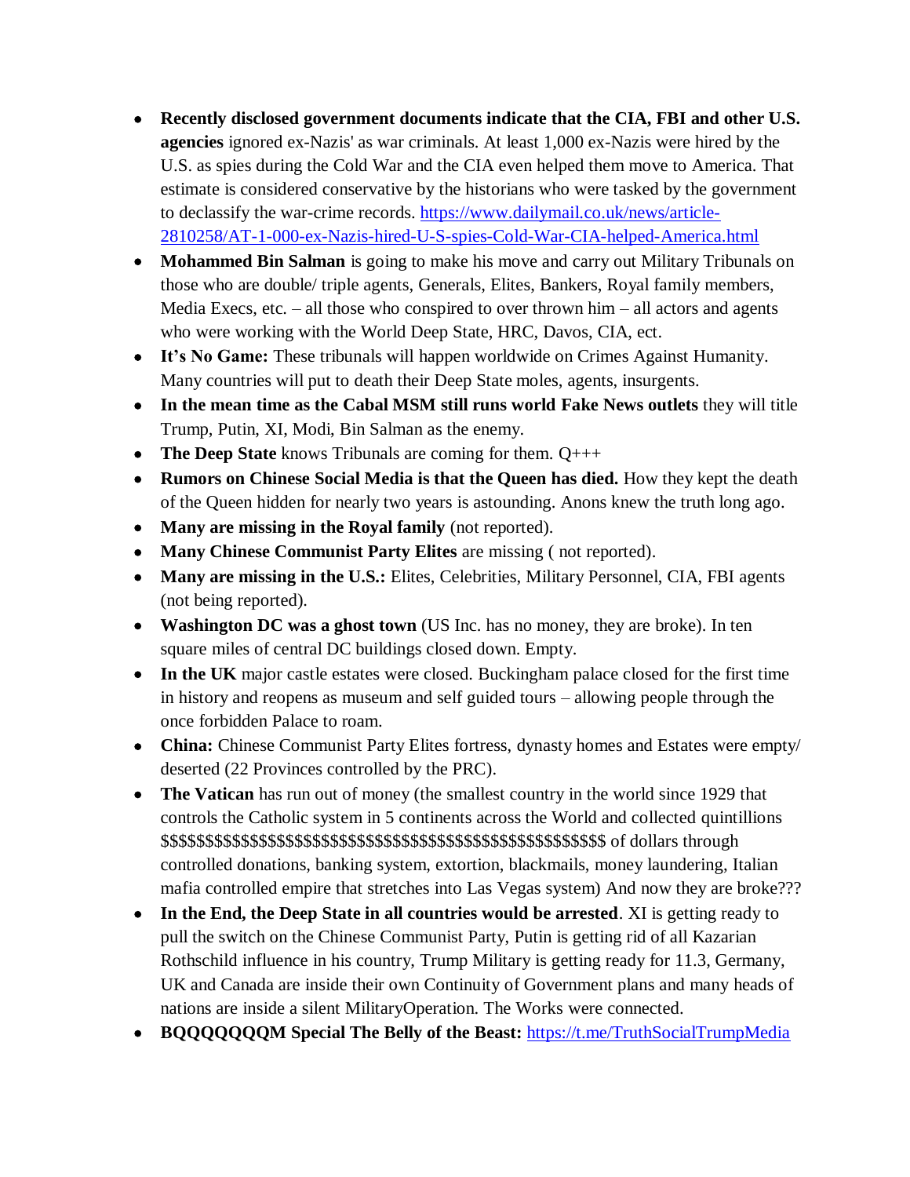- **Recently disclosed government documents indicate that the CIA, FBI and other U.S. agencies** ignored ex-Nazis' as war criminals. At least 1,000 ex-Nazis were hired by the U.S. as spies during the Cold War and the CIA even helped them move to America. That estimate is considered conservative by the historians who were tasked by the government to declassify the war-crime records. [https://www.dailymail.co.uk/news/article-2810258/AT-1-000-ex-Nazis-hired-U-S-spies-Cold-War-CIA-helped-America.html](https://www.dailymail.co.uk/news/article-2810258/AT-1-000-ex-Nazis-hired-U-S-spies-Cold-War-CIA-helped-America.html)
- **Mohammed Bin Salman** is going to make his move and carry out Military Tribunals on those who are double/ triple agents, Generals, Elites, Bankers, Royal family members, Media Execs, etc. – all those who conspired to over thrown him – all actors and agents who were working with the World Deep State, HRC, Davos, CIA, ect.
- **It's No Game:** These tribunals will happen worldwide on Crimes Against Humanity. Many countries will put to death their Deep State moles, agents, insurgents.
- **In the mean time as the Cabal MSM still runs world Fake News outlets** they will title Trump, Putin, XI, Modi, Bin Salman as the enemy.
- **The Deep State** knows Tribunals are coming for them. Q+++
- **Rumors on Chinese Social Media is that the Queen has died.** How they kept the death of the Queen hidden for nearly two years is astounding. Anons knew the truth long ago.
- **Many are missing in the Royal family** (not reported).
- **Many Chinese Communist Party Elites** are missing ( not reported).
- **Many are missing in the U.S.:** Elites, Celebrities, Military Personnel, CIA, FBI agents (not being reported).
- **Washington DC was a ghost town** (US Inc. has no money, they are broke). In ten square miles of central DC buildings closed down. Empty.
- **In the UK** major castle estates were closed. Buckingham palace closed for the first time in history and reopens as museum and self guided tours – allowing people through the once forbidden Palace to roam.
- **China:** Chinese Communist Party Elites fortress, dynasty homes and Estates were empty/ deserted (22 Provinces controlled by the PRC).
- **The Vatican** has run out of money (the smallest country in the world since 1929 that controls the Catholic system in 5 continents across the World and collected quintillions $$$$$$$$$$$$$$$$$$$$$$$$$$$$$$$$$$$$$$$$$$$$$$$$$$$$$$$$ of dollars through controlled donations, banking system, extortion, blackmails, money laundering, Italian mafia controlled empire that stretches into Las Vegas system) And now they are broke???
- **In the End, the Deep State in all countries would be arrested**. XI is getting ready to pull the switch on the Chinese Communist Party, Putin is getting rid of all Kazarian Rothschild influence in his country, Trump Military is getting ready for 11.3, Germany, UK and Canada are inside their own Continuity of Government plans and many heads of nations are inside a silent MilitaryOperation. The Works were connected.
- **BQQQQQQQM Special The Belly of the Beast:** [https://t.me/TruthSocialTrumpMedia](https://t.me/TruthSocialTrumpMedia)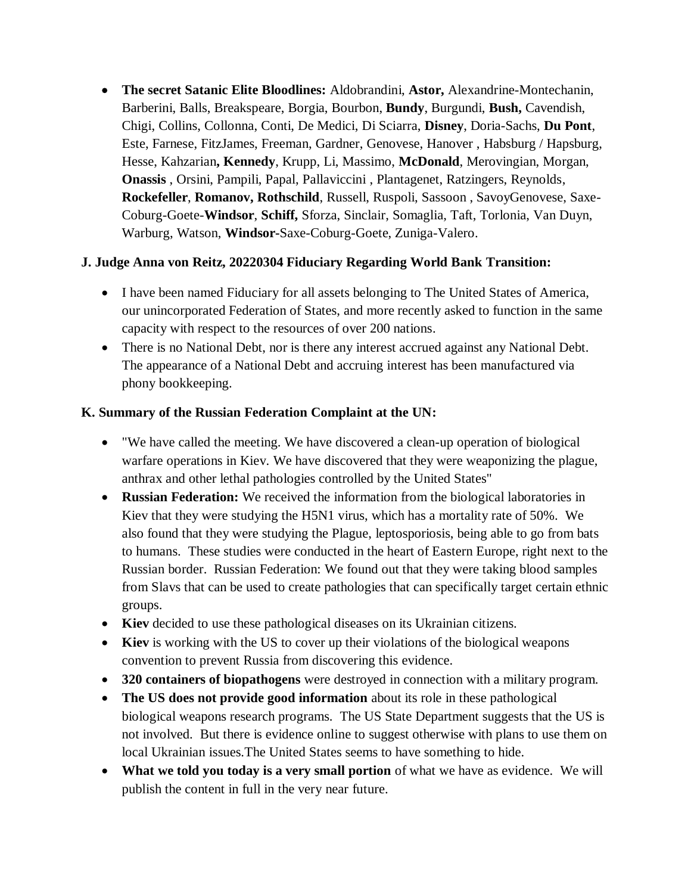- **The secret Satanic Elite Bloodlines:** Aldobrandini, **Astor,** Alexandrine-Montechanin, Barberini, Balls, Breakspeare, Borgia, Bourbon, **Bundy**, Burgundi, **Bush,** Cavendish, Chigi, Collins, Collonna, Conti, De Medici, Di Sciarra, **Disney**, Doria-Sachs, **Du Pont**, Este, Farnese, FitzJames, Freeman, Gardner, Genovese, Hanover , Habsburg / Hapsburg, Hesse, Kahzarian**, Kennedy**, Krupp, Li, Massimo, **McDonald**, Merovingian, Morgan, **Onassis** , Orsini, Pampili, Papal, Pallaviccini , Plantagenet, Ratzingers, Reynolds, **Rockefeller**, **Romanov, Rothschild**, Russell, Ruspoli, Sassoon , SavoyGenovese, Saxe-Coburg-Goete-**Windsor**, **Schiff,** Sforza, Sinclair, Somaglia, Taft, Torlonia, Van Duyn, Warburg, Watson, **Windsor-**Saxe-Coburg-Goete, Zuniga-Valero.

**J. Judge Anna von Reitz, 20220304 Fiduciary Regarding World Bank Transition:**

- I have been named Fiduciary for all assets belonging to The United States of America, our unincorporated Federation of States, and more recently asked to function in the same capacity with respect to the resources of over 200 nations.
- There is no National Debt, nor is there any interest accrued against any National Debt. The appearance of a National Debt and accruing interest has been manufactured via phony bookkeeping.

**K. Summary of the Russian Federation Complaint at the UN:**

- "We have called the meeting. We have discovered a clean-up operation of biological warfare operations in Kiev. We have discovered that they were weaponizing the plague, anthrax and other lethal pathologies controlled by the United States"
- **Russian Federation:** We received the information from the biological laboratories in Kiev that they were studying the H5N1 virus, which has a mortality rate of 50%. We also found that they were studying the Plague, leptosporiosis, being able to go from bats to humans. These studies were conducted in the heart of Eastern Europe, right next to the Russian border. Russian Federation: We found out that they were taking blood samples from Slavs that can be used to create pathologies that can specifically target certain ethnic groups.
- **Kiev** decided to use these pathological diseases on its Ukrainian citizens.
- **Kiev** is working with the US to cover up their violations of the biological weapons convention to prevent Russia from discovering this evidence.
- **320 containers of biopathogens** were destroyed in connection with a military program.
- **The US does not provide good information** about its role in these pathological biological weapons research programs. The US State Department suggests that the US is not involved. But there is evidence online to suggest otherwise with plans to use them on local Ukrainian issues.The United States seems to have something to hide.
- **What we told you today is a very small portion** of what we have as evidence. We will publish the content in full in the very near future.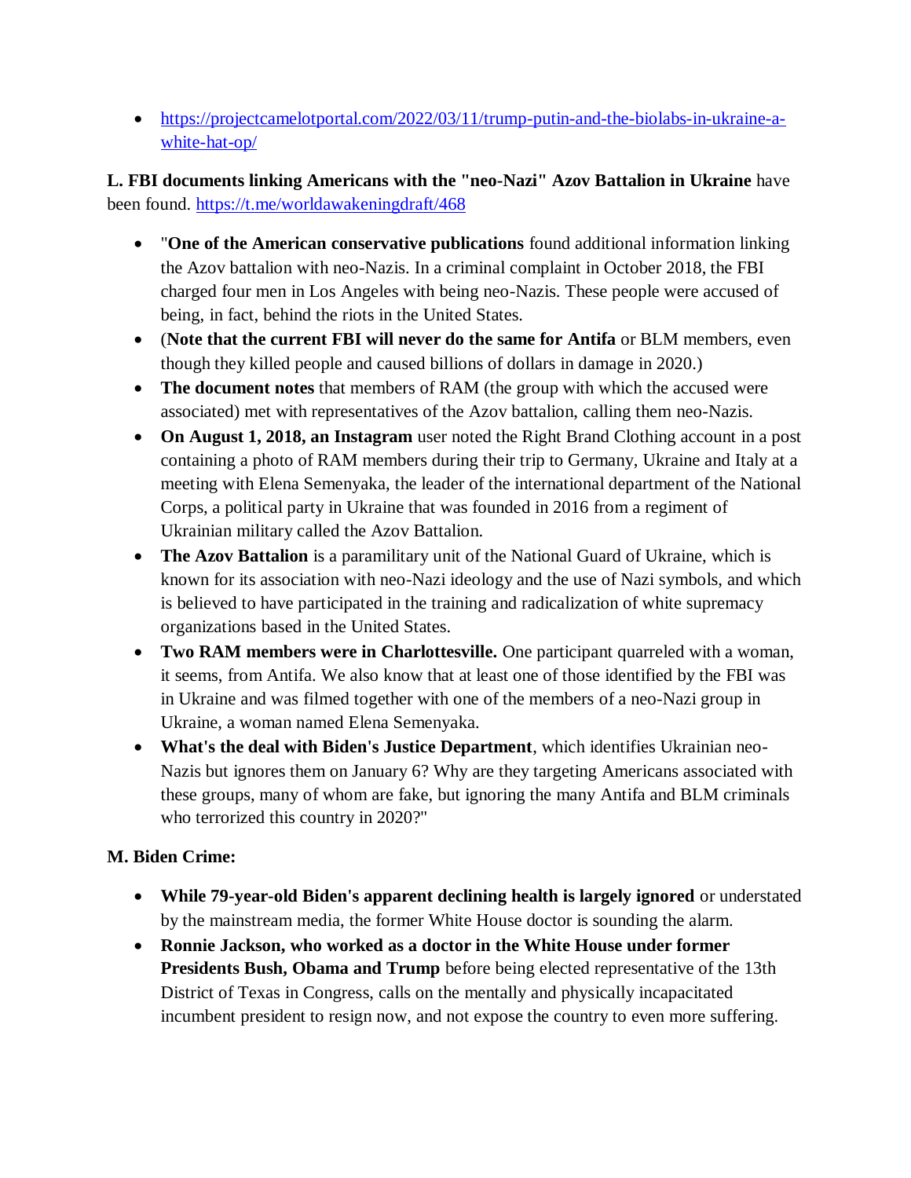- [https://projectcamelotportal.com/2022/03/11/trump-putin-and-the-biolabs-in-ukraine-a-white-hat-op/](https://projectcamelotportal.com/2022/03/11/trump-putin-and-the-biolabs-in-ukraine-a-white-hat-op/)

**L. FBI documents linking Americans with the "neo-Nazi" Azov Battalion in Ukraine** have been found. [https://t.me/worldawakeningdraft/468](https://t.me/worldawakeningdraft/468)

- "**One of the American conservative publications** found additional information linking the Azov battalion with neo-Nazis. In a criminal complaint in October 2018, the FBI charged four men in Los Angeles with being neo-Nazis. These people were accused of being, in fact, behind the riots in the United States.
- (**Note that the current FBI will never do the same for Antifa** or BLM members, even though they killed people and caused billions of dollars in damage in 2020.)
- **The document notes** that members of RAM (the group with which the accused were associated) met with representatives of the Azov battalion, calling them neo-Nazis.
- **On August 1, 2018, an Instagram** user noted the Right Brand Clothing account in a post containing a photo of RAM members during their trip to Germany, Ukraine and Italy at a meeting with Elena Semenyaka, the leader of the international department of the National Corps, a political party in Ukraine that was founded in 2016 from a regiment of Ukrainian military called the Azov Battalion.
- **The Azov Battalion** is a paramilitary unit of the National Guard of Ukraine, which is known for its association with neo-Nazi ideology and the use of Nazi symbols, and which is believed to have participated in the training and radicalization of white supremacy organizations based in the United States.
- **Two RAM members were in Charlottesville.** One participant quarreled with a woman, it seems, from Antifa. We also know that at least one of those identified by the FBI was in Ukraine and was filmed together with one of the members of a neo-Nazi group in Ukraine, a woman named Elena Semenyaka.
- **What's the deal with Biden's Justice Department**, which identifies Ukrainian neo-Nazis but ignores them on January 6? Why are they targeting Americans associated with these groups, many of whom are fake, but ignoring the many Antifa and BLM criminals who terrorized this country in 2020?"

**M. Biden Crime:**

- **While 79-year-old Biden's apparent declining health is largely ignored** or understated by the mainstream media, the former White House doctor is sounding the alarm.
- **Ronnie Jackson, who worked as a doctor in the White House under former Presidents Bush, Obama and Trump** before being elected representative of the 13th District of Texas in Congress, calls on the mentally and physically incapacitated incumbent president to resign now, and not expose the country to even more suffering.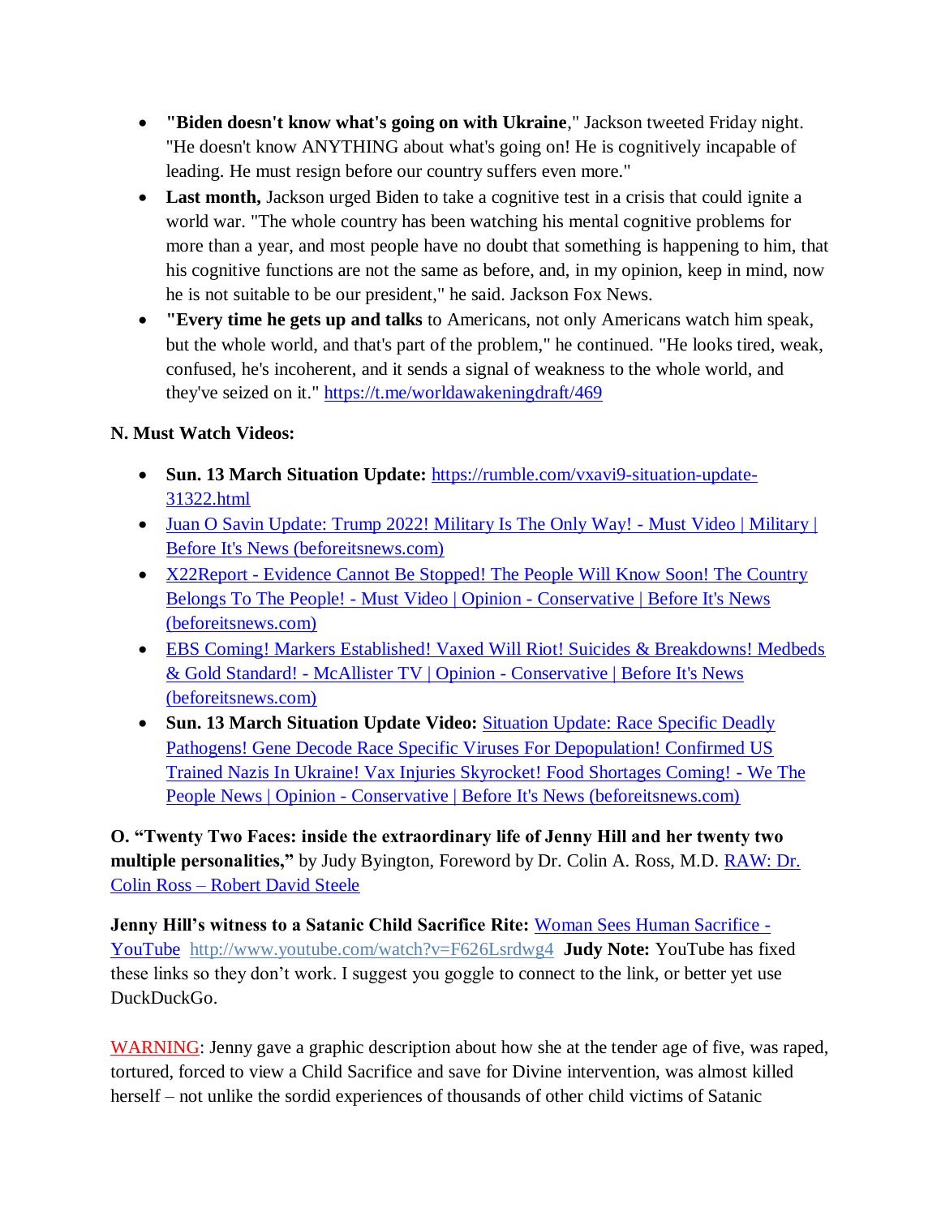- **"Biden doesn't know what's going on with Ukraine**," Jackson tweeted Friday night. "He doesn't know ANYTHING about what's going on! He is cognitively incapable of leading. He must resign before our country suffers even more."
- **Last month,** Jackson urged Biden to take a cognitive test in a crisis that could ignite a world war. "The whole country has been watching his mental cognitive problems for more than a year, and most people have no doubt that something is happening to him, that his cognitive functions are not the same as before, and, in my opinion, keep in mind, now he is not suitable to be our president," he said. Jackson Fox News.
- **"Every time he gets up and talks** to Americans, not only Americans watch him speak, but the whole world, and that's part of the problem," he continued. "He looks tired, weak, confused, he's incoherent, and it sends a signal of weakness to the whole world, and they've seized on it." https://t.me/worldawakeningdraft/469

**N. Must Watch Videos:**

- **Sun. 13 March Situation Update:** https://rumble.com/vxavi9-situation-update-31322.html
- Juan O Savin Update: Trump 2022! Military Is The Only Way! - Must Video | Military | Before It's News (beforeitsnews.com)
- X22Report - Evidence Cannot Be Stopped! The People Will Know Soon! The Country Belongs To The People! - Must Video | Opinion - Conservative | Before It's News (beforeitsnews.com)
- EBS Coming! Markers Established! Vaxed Will Riot! Suicides & Breakdowns! Medbeds & Gold Standard! - McAllister TV | Opinion - Conservative | Before It's News (beforeitsnews.com)
- **Sun. 13 March Situation Update Video:** Situation Update: Race Specific Deadly Pathogens! Gene Decode Race Specific Viruses For Depopulation! Confirmed US Trained Nazis In Ukraine! Vax Injuries Skyrocket! Food Shortages Coming! - We The People News | Opinion - Conservative | Before It's News (beforeitsnews.com)

**O. "Twenty Two Faces: inside the extraordinary life of Jenny Hill and her twenty two multiple personalities,"** by Judy Byington, Foreword by Dr. Colin A. Ross, M.D. RAW: Dr. Colin Ross – Robert David Steele

**Jenny Hill's witness to a Satanic Child Sacrifice Rite:** Woman Sees Human Sacrifice - YouTube http://www.youtube.com/watch?v=F626Lsrdwg4 **Judy Note:** YouTube has fixed these links so they don't work. I suggest you goggle to connect to the link, or better yet use DuckDuckGo.

WARNING: Jenny gave a graphic description about how she at the tender age of five, was raped, tortured, forced to view a Child Sacrifice and save for Divine intervention, was almost killed herself – not unlike the sordid experiences of thousands of other child victims of Satanic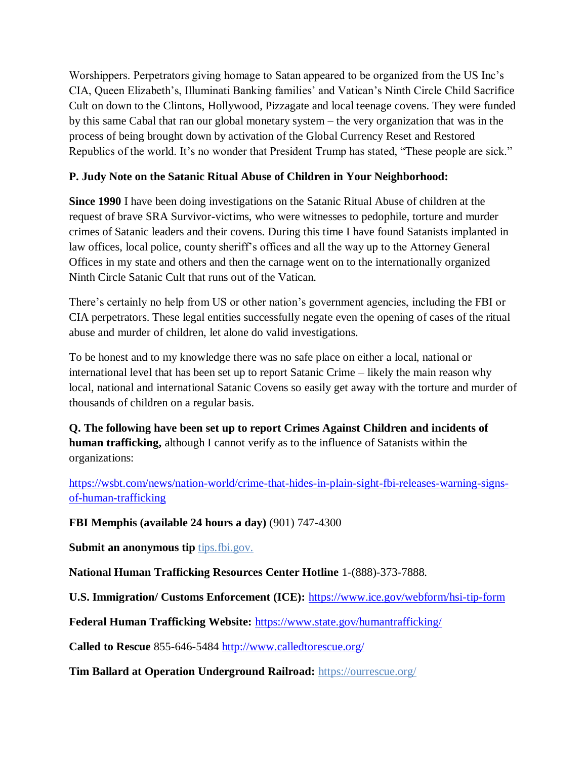Worshippers. Perpetrators giving homage to Satan appeared to be organized from the US Inc's CIA, Queen Elizabeth's, Illuminati Banking families' and Vatican's Ninth Circle Child Sacrifice Cult on down to the Clintons, Hollywood, Pizzagate and local teenage covens. They were funded by this same Cabal that ran our global monetary system – the very organization that was in the process of being brought down by activation of the Global Currency Reset and Restored Republics of the world. It's no wonder that President Trump has stated, "These people are sick."

**P. Judy Note on the Satanic Ritual Abuse of Children in Your Neighborhood:**

**Since 1990** I have been doing investigations on the Satanic Ritual Abuse of children at the request of brave SRA Survivor-victims, who were witnesses to pedophile, torture and murder crimes of Satanic leaders and their covens. During this time I have found Satanists implanted in law offices, local police, county sheriff's offices and all the way up to the Attorney General Offices in my state and others and then the carnage went on to the internationally organized Ninth Circle Satanic Cult that runs out of the Vatican.

There's certainly no help from US or other nation's government agencies, including the FBI or CIA perpetrators. These legal entities successfully negate even the opening of cases of the ritual abuse and murder of children, let alone do valid investigations.

To be honest and to my knowledge there was no safe place on either a local, national or international level that has been set up to report Satanic Crime – likely the main reason why local, national and international Satanic Covens so easily get away with the torture and murder of thousands of children on a regular basis.

**Q. The following have been set up to report Crimes Against Children and incidents of human trafficking,** although I cannot verify as to the influence of Satanists within the organizations:

https://wsbt.com/news/nation-world/crime-that-hides-in-plain-sight-fbi-releases-warning-signs-of-human-trafficking

**FBI Memphis (available 24 hours a day)** (901) 747-4300

**Submit an anonymous tip** tips.fbi.gov.

**National Human Trafficking Resources Center Hotline** 1-(888)-373-7888.

**U.S. Immigration/ Customs Enforcement (ICE):** https://www.ice.gov/webform/hsi-tip-form

**Federal Human Trafficking Website:** https://www.state.gov/humantrafficking/

**Called to Rescue** 855-646-5484 http://www.calledtorescue.org/

**Tim Ballard at Operation Underground Railroad:** https://ourrescue.org/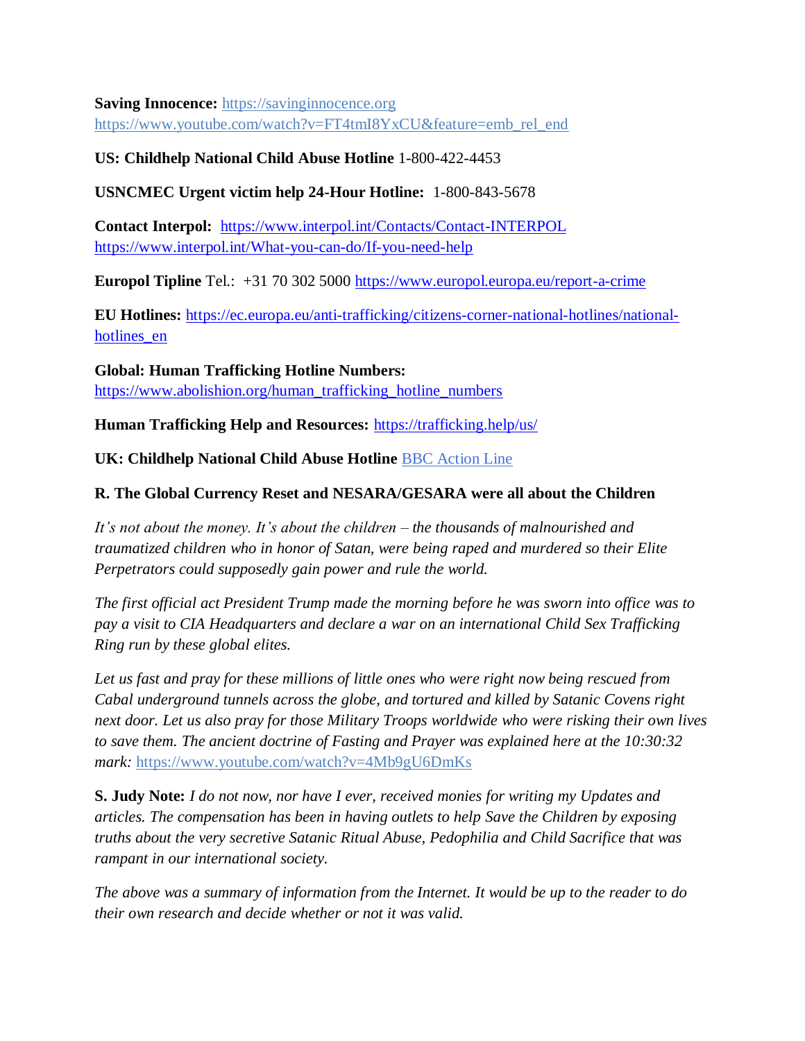**Saving Innocence:** https://savinginnocence.org
https://www.youtube.com/watch?v=FT4tmI8YxCU&feature=emb_rel_end

**US: Childhelp National Child Abuse Hotline** 1-800-422-4453

**USNCMEC Urgent victim help 24-Hour Hotline:** 1-800-843-5678

**Contact Interpol:** https://www.interpol.int/Contacts/Contact-INTERPOL
https://www.interpol.int/What-you-can-do/If-you-need-help

**Europol Tipline** Tel.: +31 70 302 5000 https://www.europol.europa.eu/report-a-crime

**EU Hotlines:** https://ec.europa.eu/anti-trafficking/citizens-corner-national-hotlines/national-hotlines_en

**Global: Human Trafficking Hotline Numbers:**
https://www.abolishion.org/human_trafficking_hotline_numbers

**Human Trafficking Help and Resources:** https://trafficking.help/us/

**UK: Childhelp National Child Abuse Hotline** BBC Action Line

**R. The Global Currency Reset and NESARA/GESARA were all about the Children**

*It's not about the money. It's about the children – the thousands of malnourished and traumatized children who in honor of Satan, were being raped and murdered so their Elite Perpetrators could supposedly gain power and rule the world.*

*The first official act President Trump made the morning before he was sworn into office was to pay a visit to CIA Headquarters and declare a war on an international Child Sex Trafficking Ring run by these global elites.*

*Let us fast and pray for these millions of little ones who were right now being rescued from Cabal underground tunnels across the globe, and tortured and killed by Satanic Covens right next door. Let us also pray for those Military Troops worldwide who were risking their own lives to save them. The ancient doctrine of Fasting and Prayer was explained here at the 10:30:32 mark:* https://www.youtube.com/watch?v=4Mb9gU6DmKs

**S. Judy Note:** *I do not now, nor have I ever, received monies for writing my Updates and articles. The compensation has been in having outlets to help Save the Children by exposing truths about the very secretive Satanic Ritual Abuse, Pedophilia and Child Sacrifice that was rampant in our international society.*

*The above was a summary of information from the Internet. It would be up to the reader to do their own research and decide whether or not it was valid.*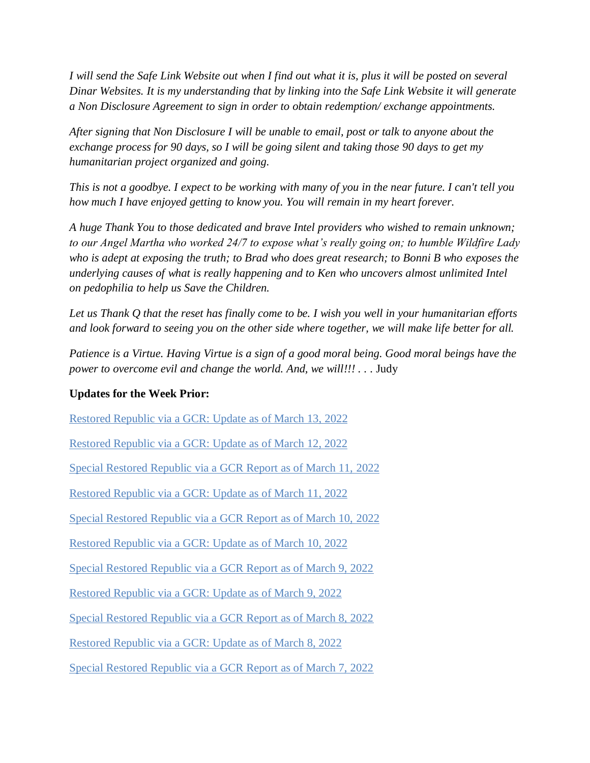*I will send the Safe Link Website out when I find out what it is, plus it will be posted on several Dinar Websites. It is my understanding that by linking into the Safe Link Website it will generate a Non Disclosure Agreement to sign in order to obtain redemption/ exchange appointments.*

*After signing that Non Disclosure I will be unable to email, post or talk to anyone about the exchange process for 90 days, so I will be going silent and taking those 90 days to get my humanitarian project organized and going.*

*This is not a goodbye. I expect to be working with many of you in the near future. I can't tell you how much I have enjoyed getting to know you. You will remain in my heart forever.*

*A huge Thank You to those dedicated and brave Intel providers who wished to remain unknown; to our Angel Martha who worked 24/7 to expose what's really going on; to humble Wildfire Lady who is adept at exposing the truth; to Brad who does great research; to Bonni B who exposes the underlying causes of what is really happening and to Ken who uncovers almost unlimited Intel on pedophilia to help us Save the Children.*

*Let us Thank Q that the reset has finally come to be. I wish you well in your humanitarian efforts and look forward to seeing you on the other side where together, we will make life better for all.*

*Patience is a Virtue. Having Virtue is a sign of a good moral being. Good moral beings have the power to overcome evil and change the world. And, we will!!!* . . . Judy

**Updates for the Week Prior:**

Restored Republic via a GCR: Update as of March 13, 2022

Restored Republic via a GCR: Update as of March 12, 2022

Special Restored Republic via a GCR Report as of March 11, 2022

Restored Republic via a GCR: Update as of March 11, 2022

Special Restored Republic via a GCR Report as of March 10, 2022

Restored Republic via a GCR: Update as of March 10, 2022

Special Restored Republic via a GCR Report as of March 9, 2022

Restored Republic via a GCR: Update as of March 9, 2022

Special Restored Republic via a GCR Report as of March 8, 2022

Restored Republic via a GCR: Update as of March 8, 2022

Special Restored Republic via a GCR Report as of March 7, 2022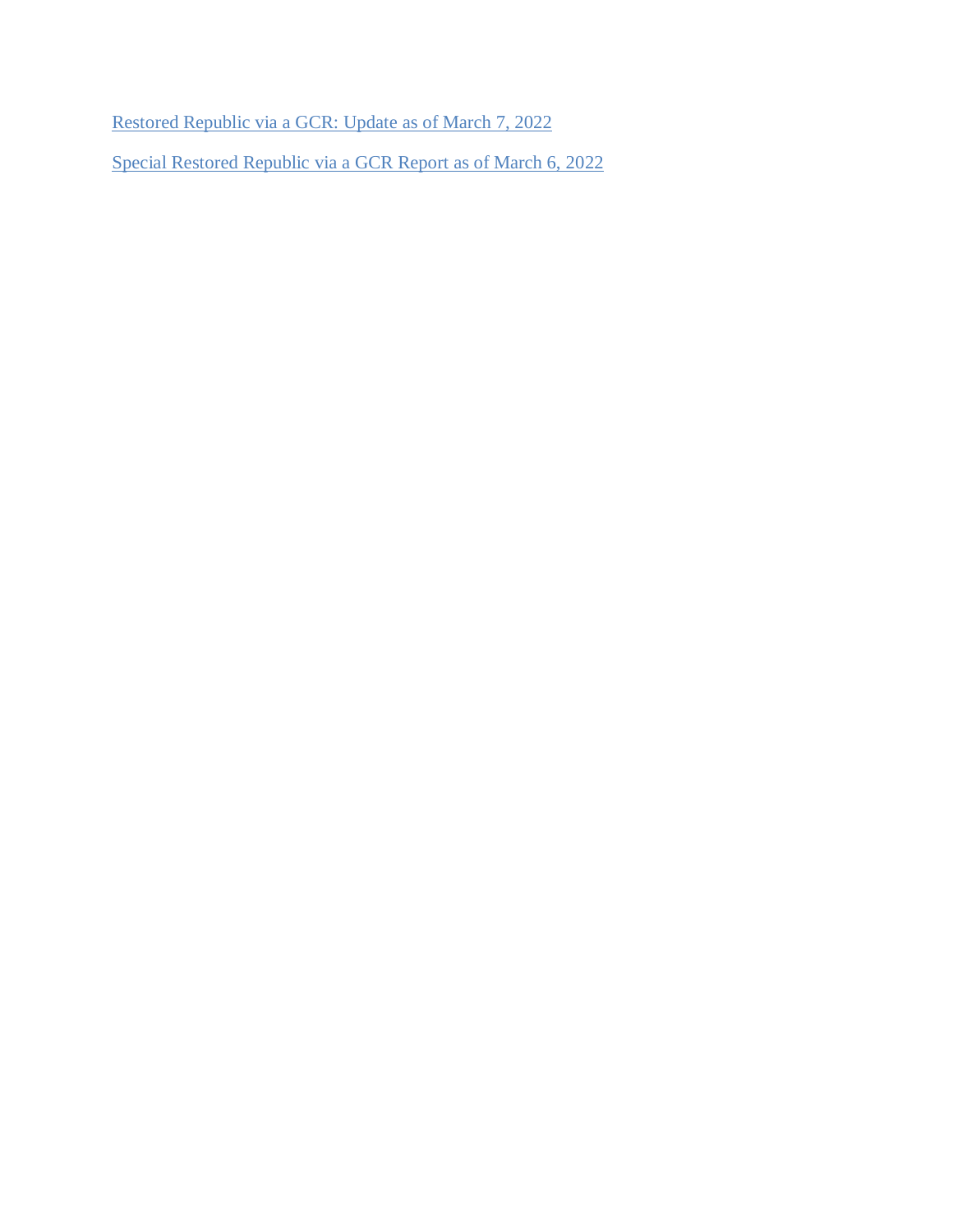[Restored Republic via a GCR: Update as of March 7, 2022]

[Special Restored Republic via a GCR Report as of March 6, 2022]